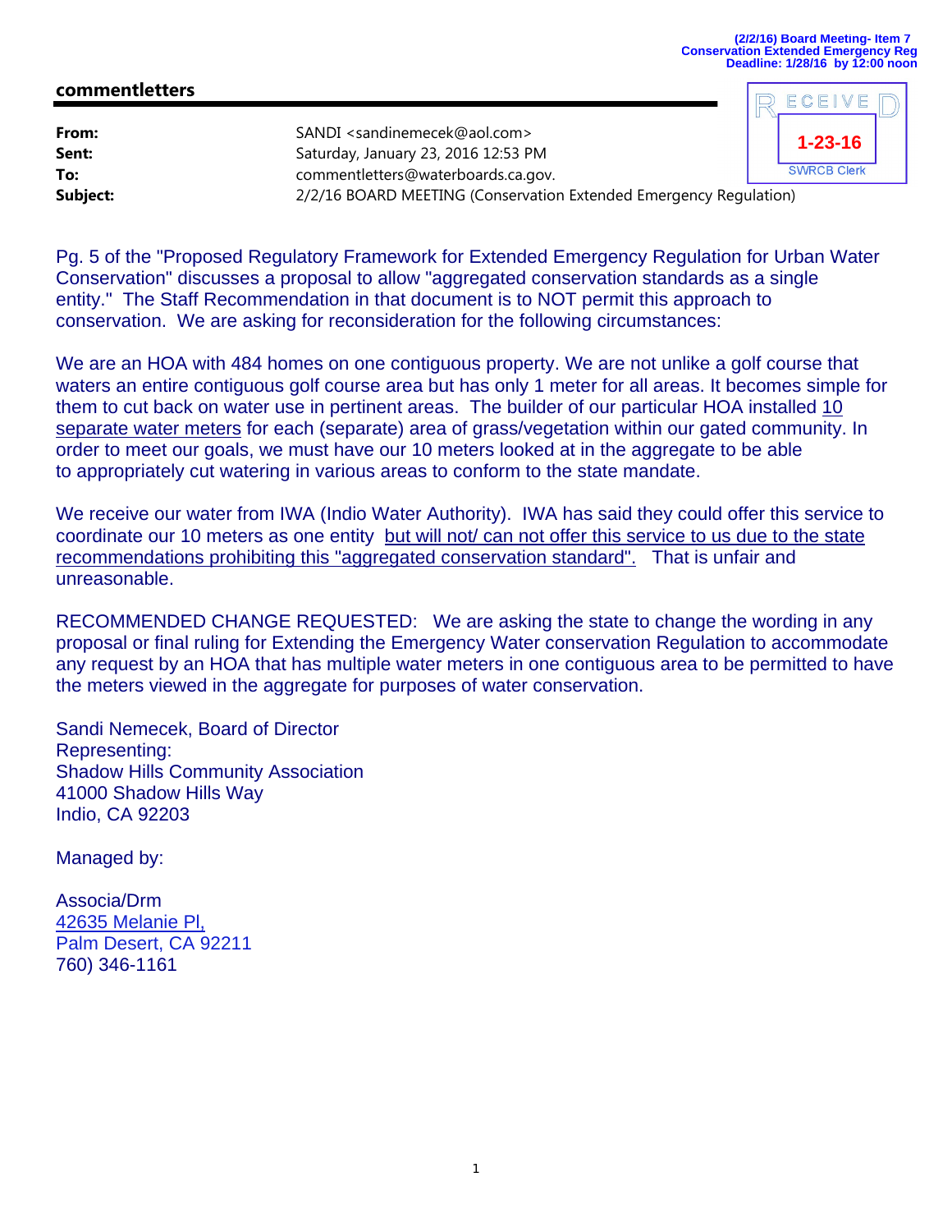(2/2/16) Board Meeting- Item 7
Conservation Extended Emergency Reg
Deadline: 1/28/16 by 12:00 noon

## commentletters

RECEIVED
1-23-16
SWRCB Clerk

| | |
|---|---|
| **From:** | SANDI <sandinemecek@aol.com> |
| **Sent:** | Saturday, January 23, 2016 12:53 PM |
| **To:** | commentletters@waterboards.ca.gov. |
| **Subject:** | 2/2/16 BOARD MEETING (Conservation Extended Emergency Regulation) |

Pg. 5 of the "Proposed Regulatory Framework for Extended Emergency Regulation for Urban Water Conservation" discusses a proposal to allow "aggregated conservation standards as a single entity." The Staff Recommendation in that document is to NOT permit this approach to conservation. We are asking for reconsideration for the following circumstances:

We are an HOA with 484 homes on one contiguous property. We are not unlike a golf course that waters an entire contiguous golf course area but has only 1 meter for all areas. It becomes simple for them to cut back on water use in pertinent areas. The builder of our particular HOA installed 10 separate water meters for each (separate) area of grass/vegetation within our gated community. In order to meet our goals, we must have our 10 meters looked at in the aggregate to be able to appropriately cut watering in various areas to conform to the state mandate.

We receive our water from IWA (Indio Water Authority). IWA has said they could offer this service to coordinate our 10 meters as one entity but will not/ can not offer this service to us due to the state recommendations prohibiting this "aggregated conservation standard". That is unfair and unreasonable.

RECOMMENDED CHANGE REQUESTED: We are asking the state to change the wording in any proposal or final ruling for Extending the Emergency Water conservation Regulation to accommodate any request by an HOA that has multiple water meters in one contiguous area to be permitted to have the meters viewed in the aggregate for purposes of water conservation.

Sandi Nemecek, Board of Director
Representing:
Shadow Hills Community Association
41000 Shadow Hills Way
Indio, CA 92203

Managed by:

Associa/Drm
42635 Melanie Pl,
Palm Desert, CA 92211
760) 346-1161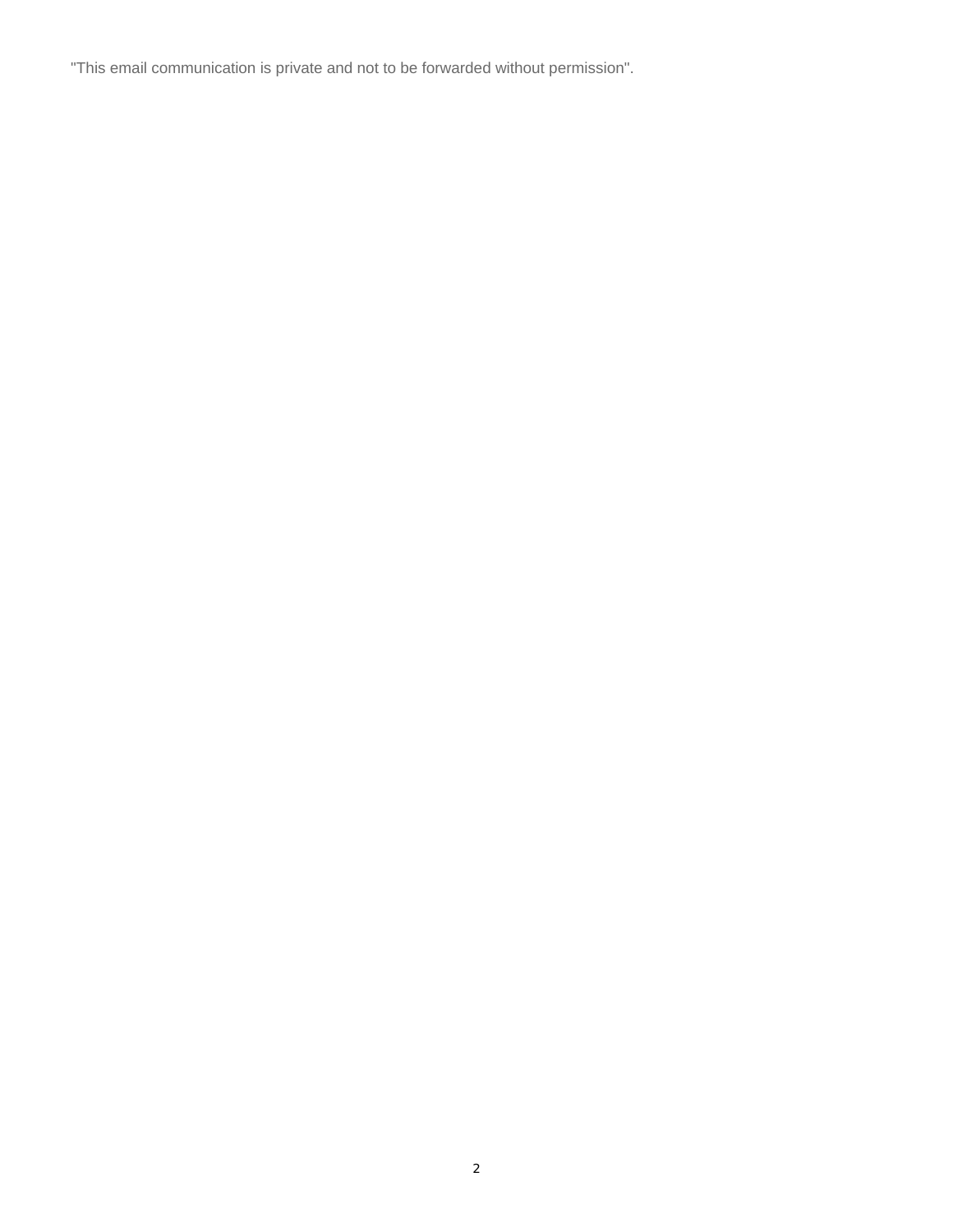"This email communication is private and not to be forwarded without permission".